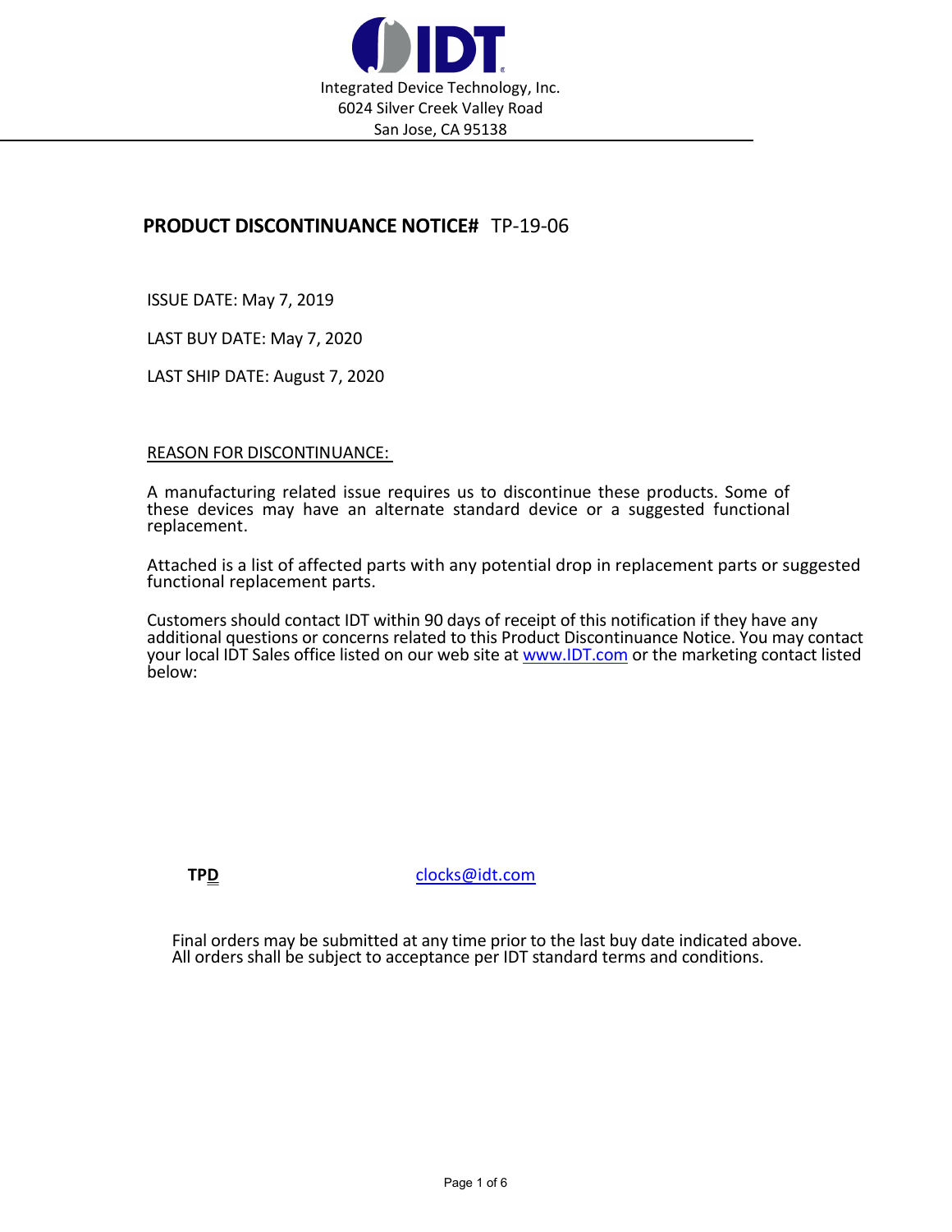Integrated Device Technology, Inc.
6024 Silver Creek Valley Road
San Jose, CA 95138

## PRODUCT DISCONTINUANCE NOTICE# TP-19-06

ISSUE DATE: May 7, 2019

LAST BUY DATE: May 7, 2020

LAST SHIP DATE: August 7, 2020

REASON FOR DISCONTINUANCE:

A manufacturing related issue requires us to discontinue these products. Some of these devices may have an alternate standard device or a suggested functional replacement.

Attached is a list of affected parts with any potential drop in replacement parts or suggested functional replacement parts.

Customers should contact IDT within 90 days of receipt of this notification if they have any additional questions or concerns related to this Product Discontinuance Notice. You may contact your local IDT Sales office listed on our web site at www.IDT.com or the marketing contact listed below:

**TPD** clocks@idt.com

Final orders may be submitted at any time prior to the last buy date indicated above.
All orders shall be subject to acceptance per IDT standard terms and conditions.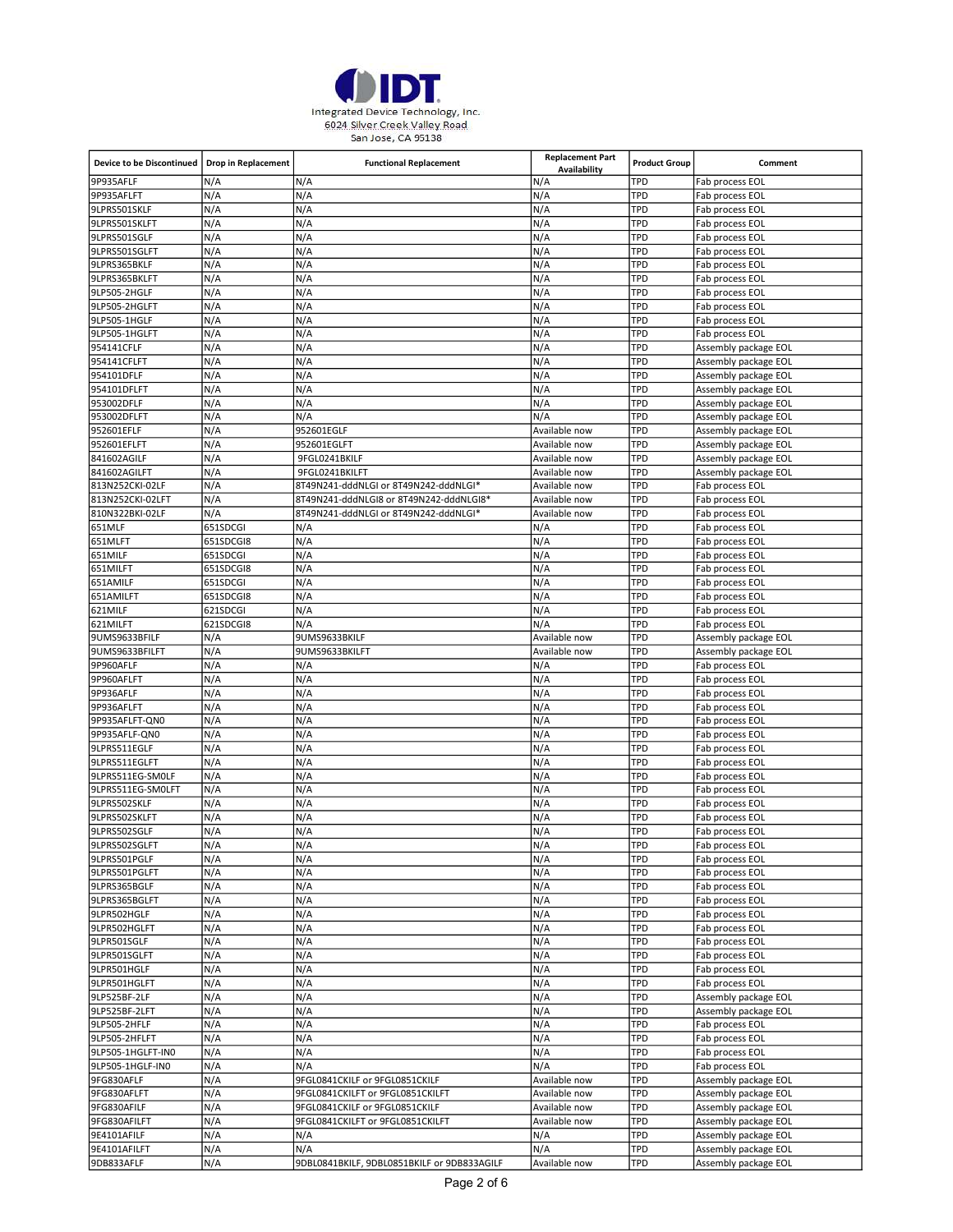Integrated Device Technology, Inc.
6024 Silver Creek Valley Road
San Jose, CA 95138

| Device to be Discontinued | Drop in Replacement | Functional Replacement | Replacement Part Availability | Product Group | Comment |
|---|---|---|---|---|---|
| 9P935AFLF | N/A | N/A | N/A | TPD | Fab process EOL |
| 9P935AFLFT | N/A | N/A | N/A | TPD | Fab process EOL |
| 9LPRS501SKLF | N/A | N/A | N/A | TPD | Fab process EOL |
| 9LPRS501SKLFT | N/A | N/A | N/A | TPD | Fab process EOL |
| 9LPRS501SGLF | N/A | N/A | N/A | TPD | Fab process EOL |
| 9LPRS501SGLFT | N/A | N/A | N/A | TPD | Fab process EOL |
| 9LPRS365BKLF | N/A | N/A | N/A | TPD | Fab process EOL |
| 9LPRS365BKLFT | N/A | N/A | N/A | TPD | Fab process EOL |
| 9LP505-2HGLF | N/A | N/A | N/A | TPD | Fab process EOL |
| 9LP505-2HGLFT | N/A | N/A | N/A | TPD | Fab process EOL |
| 9LP505-1HGLF | N/A | N/A | N/A | TPD | Fab process EOL |
| 9LP505-1HGLFT | N/A | N/A | N/A | TPD | Fab process EOL |
| 954141CFLF | N/A | N/A | N/A | TPD | Assembly package EOL |
| 954141CFLFT | N/A | N/A | N/A | TPD | Assembly package EOL |
| 954101DFLF | N/A | N/A | N/A | TPD | Assembly package EOL |
| 954101DFLFT | N/A | N/A | N/A | TPD | Assembly package EOL |
| 953002DFLF | N/A | N/A | N/A | TPD | Assembly package EOL |
| 953002DFLFT | N/A | N/A | N/A | TPD | Assembly package EOL |
| 952601EFLF | N/A | 952601EGLF | Available now | TPD | Assembly package EOL |
| 952601EFLFT | N/A | 952601EGLFT | Available now | TPD | Assembly package EOL |
| 841602AGILF | N/A | 9FGL0241BKILF | Available now | TPD | Assembly package EOL |
| 841602AGILFT | N/A | 9FGL0241BKILFT | Available now | TPD | Assembly package EOL |
| 813N252CKI-02LF | N/A | 8T49N241-dddNLGI or 8T49N242-dddNLGI* | Available now | TPD | Fab process EOL |
| 813N252CKI-02LFT | N/A | 8T49N241-dddNLGI8 or 8T49N242-dddNLGI8* | Available now | TPD | Fab process EOL |
| 810N322BKI-02LF | N/A | 8T49N241-dddNLGI or 8T49N242-dddNLGI* | Available now | TPD | Fab process EOL |
| 651MLF | 651SDCGI | N/A | N/A | TPD | Fab process EOL |
| 651MLFT | 651SDCGI8 | N/A | N/A | TPD | Fab process EOL |
| 651MILF | 651SDCGI | N/A | N/A | TPD | Fab process EOL |
| 651MILFT | 651SDCGI8 | N/A | N/A | TPD | Fab process EOL |
| 651AMILF | 651SDCGI | N/A | N/A | TPD | Fab process EOL |
| 651AMILFT | 651SDCGI8 | N/A | N/A | TPD | Fab process EOL |
| 621MILF | 621SDCGI | N/A | N/A | TPD | Fab process EOL |
| 621MILFT | 621SDCGI8 | N/A | N/A | TPD | Fab process EOL |
| 9UMS9633BFILF | N/A | 9UMS9633BKILF | Available now | TPD | Assembly package EOL |
| 9UMS9633BFILFT | N/A | 9UMS9633BKILFT | Available now | TPD | Assembly package EOL |
| 9P960AFLF | N/A | N/A | N/A | TPD | Fab process EOL |
| 9P960AFLFT | N/A | N/A | N/A | TPD | Fab process EOL |
| 9P936AFLF | N/A | N/A | N/A | TPD | Fab process EOL |
| 9P936AFLFT | N/A | N/A | N/A | TPD | Fab process EOL |
| 9P935AFLFT-QN0 | N/A | N/A | N/A | TPD | Fab process EOL |
| 9P935AFLF-QN0 | N/A | N/A | N/A | TPD | Fab process EOL |
| 9LPRS511EGLF | N/A | N/A | N/A | TPD | Fab process EOL |
| 9LPRS511EGLFT | N/A | N/A | N/A | TPD | Fab process EOL |
| 9LPRS511EG-SM0LF | N/A | N/A | N/A | TPD | Fab process EOL |
| 9LPRS511EG-SM0LFT | N/A | N/A | N/A | TPD | Fab process EOL |
| 9LPRS502SKLF | N/A | N/A | N/A | TPD | Fab process EOL |
| 9LPRS502SKLFT | N/A | N/A | N/A | TPD | Fab process EOL |
| 9LPRS502SGLF | N/A | N/A | N/A | TPD | Fab process EOL |
| 9LPRS502SGLFT | N/A | N/A | N/A | TPD | Fab process EOL |
| 9LPRS501PGLF | N/A | N/A | N/A | TPD | Fab process EOL |
| 9LPRS501PGLFT | N/A | N/A | N/A | TPD | Fab process EOL |
| 9LPRS365BGLF | N/A | N/A | N/A | TPD | Fab process EOL |
| 9LPRS365BGLFT | N/A | N/A | N/A | TPD | Fab process EOL |
| 9LPR502HGLF | N/A | N/A | N/A | TPD | Fab process EOL |
| 9LPR502HGLFT | N/A | N/A | N/A | TPD | Fab process EOL |
| 9LPR501SGLF | N/A | N/A | N/A | TPD | Fab process EOL |
| 9LPR501SGLFT | N/A | N/A | N/A | TPD | Fab process EOL |
| 9LPR501HGLF | N/A | N/A | N/A | TPD | Fab process EOL |
| 9LPR501HGLFT | N/A | N/A | N/A | TPD | Fab process EOL |
| 9LP525BF-2LF | N/A | N/A | N/A | TPD | Assembly package EOL |
| 9LP525BF-2LFT | N/A | N/A | N/A | TPD | Assembly package EOL |
| 9LP505-2HFLF | N/A | N/A | N/A | TPD | Fab process EOL |
| 9LP505-2HFLFT | N/A | N/A | N/A | TPD | Fab process EOL |
| 9LP505-1HGLFT-IN0 | N/A | N/A | N/A | TPD | Fab process EOL |
| 9LP505-1HGLF-IN0 | N/A | N/A | N/A | TPD | Fab process EOL |
| 9FG830AFLF | N/A | 9FGL0841CKILF or 9FGL0851CKILF | Available now | TPD | Assembly package EOL |
| 9FG830AFLFT | N/A | 9FGL0841CKILFT or 9FGL0851CKILFT | Available now | TPD | Assembly package EOL |
| 9FG830AFILF | N/A | 9FGL0841CKILF or 9FGL0851CKILF | Available now | TPD | Assembly package EOL |
| 9FG830AFILFT | N/A | 9FGL0841CKILFT or 9FGL0851CKILFT | Available now | TPD | Assembly package EOL |
| 9E4101AFILF | N/A | N/A | N/A | TPD | Assembly package EOL |
| 9E4101AFILFT | N/A | N/A | N/A | TPD | Assembly package EOL |
| 9DB833AFLF | N/A | 9DBL0841BKILF, 9DBL0851BKILF or 9DB833AGILF | Available now | TPD | Assembly package EOL |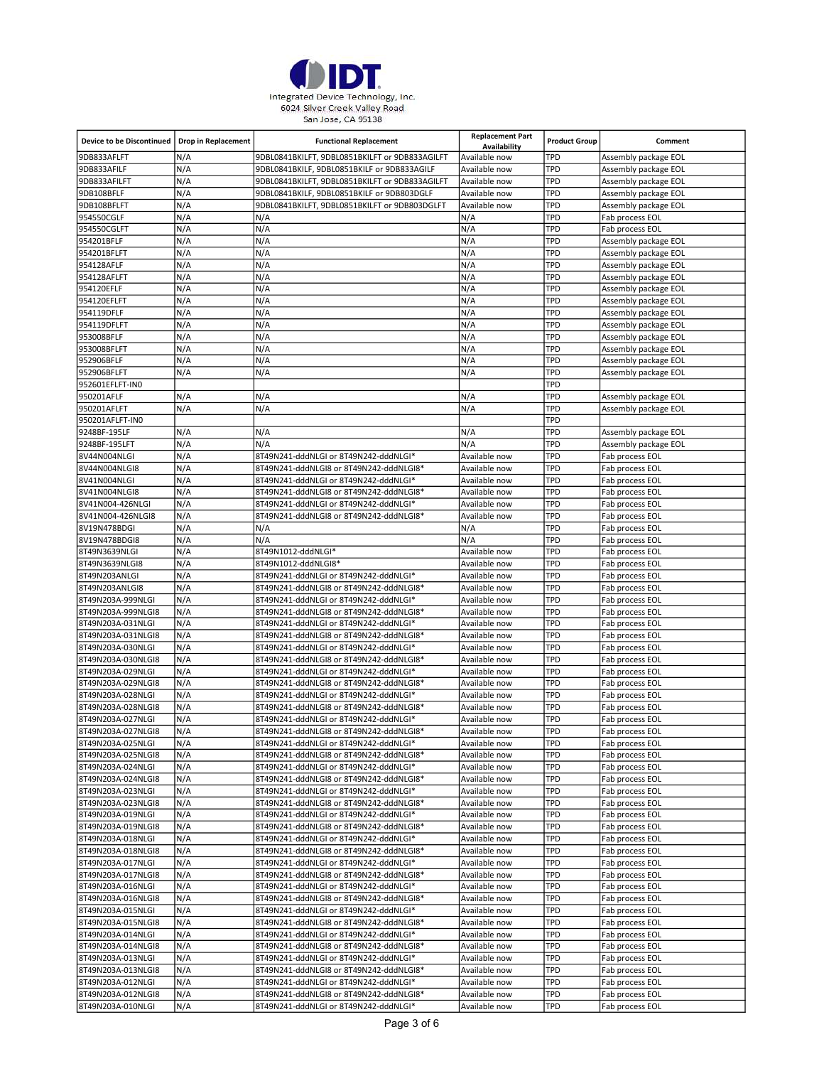IDT

Integrated Device Technology, Inc.
6024 Silver Creek Valley Road
San Jose, CA 95138

| Device to be Discontinued | Drop in Replacement | Functional Replacement | Replacement Part Availability | Product Group | Comment |
|---|---|---|---|---|---|
| 9DB833AFLFT | N/A | 9DBL0841BKILFT, 9DBL0851BKILFT or 9DB833AGILFT | Available now | TPD | Assembly package EOL |
| 9DB833AFILF | N/A | 9DBL0841BKILF, 9DBL0851BKILF or 9DB833AGILF | Available now | TPD | Assembly package EOL |
| 9DB833AFILFT | N/A | 9DBL0841BKILFT, 9DBL0851BKILFT or 9DB833AGILFT | Available now | TPD | Assembly package EOL |
| 9DB108BFLF | N/A | 9DBL0841BKILF, 9DBL0851BKILF or 9DB803DGLF | Available now | TPD | Assembly package EOL |
| 9DB108BFLFT | N/A | 9DBL0841BKILFT, 9DBL0851BKILFT or 9DB803DGLFT | Available now | TPD | Assembly package EOL |
| 954550CGLF | N/A | N/A | N/A | TPD | Fab process EOL |
| 954550CGLFT | N/A | N/A | N/A | TPD | Fab process EOL |
| 954201BFLF | N/A | N/A | N/A | TPD | Assembly package EOL |
| 954201BFLFT | N/A | N/A | N/A | TPD | Assembly package EOL |
| 954128AFLF | N/A | N/A | N/A | TPD | Assembly package EOL |
| 954128AFLFT | N/A | N/A | N/A | TPD | Assembly package EOL |
| 954120EFLF | N/A | N/A | N/A | TPD | Assembly package EOL |
| 954120EFLFT | N/A | N/A | N/A | TPD | Assembly package EOL |
| 954119DFLF | N/A | N/A | N/A | TPD | Assembly package EOL |
| 954119DFLFT | N/A | N/A | N/A | TPD | Assembly package EOL |
| 953008BFLF | N/A | N/A | N/A | TPD | Assembly package EOL |
| 953008BFLFT | N/A | N/A | N/A | TPD | Assembly package EOL |
| 952906BFLF | N/A | N/A | N/A | TPD | Assembly package EOL |
| 952906BFLFT | N/A | N/A | N/A | TPD | Assembly package EOL |
| 952601EFLFT-IN0 | | | | TPD | |
| 950201AFLF | N/A | N/A | N/A | TPD | Assembly package EOL |
| 950201AFLFT | N/A | N/A | N/A | TPD | Assembly package EOL |
| 950201AFLFT-IN0 | | | | TPD | |
| 9248BF-195LF | N/A | N/A | N/A | TPD | Assembly package EOL |
| 9248BF-195LFT | N/A | N/A | N/A | TPD | Assembly package EOL |
| 8V44N004NLGI | N/A | 8T49N241-dddNLGI or 8T49N242-dddNLGI* | Available now | TPD | Fab process EOL |
| 8V44N004NLGI8 | N/A | 8T49N241-dddNLGI8 or 8T49N242-dddNLGI8* | Available now | TPD | Fab process EOL |
| 8V41N004NLGI | N/A | 8T49N241-dddNLGI or 8T49N242-dddNLGI* | Available now | TPD | Fab process EOL |
| 8V41N004NLGI8 | N/A | 8T49N241-dddNLGI8 or 8T49N242-dddNLGI8* | Available now | TPD | Fab process EOL |
| 8V41N004-426NLGI | N/A | 8T49N241-dddNLGI or 8T49N242-dddNLGI* | Available now | TPD | Fab process EOL |
| 8V41N004-426NLGI8 | N/A | 8T49N241-dddNLGI8 or 8T49N242-dddNLGI8* | Available now | TPD | Fab process EOL |
| 8V19N478BDGI | N/A | N/A | N/A | TPD | Fab process EOL |
| 8V19N478BDGI8 | N/A | N/A | N/A | TPD | Fab process EOL |
| 8T49N3639NLGI | N/A | 8T49N1012-dddNLGI* | Available now | TPD | Fab process EOL |
| 8T49N3639NLGI8 | N/A | 8T49N1012-dddNLGI8* | Available now | TPD | Fab process EOL |
| 8T49N203ANLGI | N/A | 8T49N241-dddNLGI or 8T49N242-dddNLGI* | Available now | TPD | Fab process EOL |
| 8T49N203ANLGI8 | N/A | 8T49N241-dddNLGI8 or 8T49N242-dddNLGI8* | Available now | TPD | Fab process EOL |
| 8T49N203A-999NLGI | N/A | 8T49N241-dddNLGI or 8T49N242-dddNLGI* | Available now | TPD | Fab process EOL |
| 8T49N203A-999NLGI8 | N/A | 8T49N241-dddNLGI8 or 8T49N242-dddNLGI8* | Available now | TPD | Fab process EOL |
| 8T49N203A-031NLGI | N/A | 8T49N241-dddNLGI or 8T49N242-dddNLGI* | Available now | TPD | Fab process EOL |
| 8T49N203A-031NLGI8 | N/A | 8T49N241-dddNLGI8 or 8T49N242-dddNLGI8* | Available now | TPD | Fab process EOL |
| 8T49N203A-030NLGI | N/A | 8T49N241-dddNLGI or 8T49N242-dddNLGI* | Available now | TPD | Fab process EOL |
| 8T49N203A-030NLGI8 | N/A | 8T49N241-dddNLGI8 or 8T49N242-dddNLGI8* | Available now | TPD | Fab process EOL |
| 8T49N203A-029NLGI | N/A | 8T49N241-dddNLGI or 8T49N242-dddNLGI* | Available now | TPD | Fab process EOL |
| 8T49N203A-029NLGI8 | N/A | 8T49N241-dddNLGI8 or 8T49N242-dddNLGI8* | Available now | TPD | Fab process EOL |
| 8T49N203A-028NLGI | N/A | 8T49N241-dddNLGI or 8T49N242-dddNLGI* | Available now | TPD | Fab process EOL |
| 8T49N203A-028NLGI8 | N/A | 8T49N241-dddNLGI8 or 8T49N242-dddNLGI8* | Available now | TPD | Fab process EOL |
| 8T49N203A-027NLGI | N/A | 8T49N241-dddNLGI or 8T49N242-dddNLGI* | Available now | TPD | Fab process EOL |
| 8T49N203A-027NLGI8 | N/A | 8T49N241-dddNLGI8 or 8T49N242-dddNLGI8* | Available now | TPD | Fab process EOL |
| 8T49N203A-025NLGI | N/A | 8T49N241-dddNLGI or 8T49N242-dddNLGI* | Available now | TPD | Fab process EOL |
| 8T49N203A-025NLGI8 | N/A | 8T49N241-dddNLGI8 or 8T49N242-dddNLGI8* | Available now | TPD | Fab process EOL |
| 8T49N203A-024NLGI | N/A | 8T49N241-dddNLGI or 8T49N242-dddNLGI* | Available now | TPD | Fab process EOL |
| 8T49N203A-024NLGI8 | N/A | 8T49N241-dddNLGI8 or 8T49N242-dddNLGI8* | Available now | TPD | Fab process EOL |
| 8T49N203A-023NLGI | N/A | 8T49N241-dddNLGI or 8T49N242-dddNLGI* | Available now | TPD | Fab process EOL |
| 8T49N203A-023NLGI8 | N/A | 8T49N241-dddNLGI8 or 8T49N242-dddNLGI8* | Available now | TPD | Fab process EOL |
| 8T49N203A-019NLGI | N/A | 8T49N241-dddNLGI or 8T49N242-dddNLGI* | Available now | TPD | Fab process EOL |
| 8T49N203A-019NLGI8 | N/A | 8T49N241-dddNLGI8 or 8T49N242-dddNLGI8* | Available now | TPD | Fab process EOL |
| 8T49N203A-018NLGI | N/A | 8T49N241-dddNLGI or 8T49N242-dddNLGI* | Available now | TPD | Fab process EOL |
| 8T49N203A-018NLGI8 | N/A | 8T49N241-dddNLGI8 or 8T49N242-dddNLGI8* | Available now | TPD | Fab process EOL |
| 8T49N203A-017NLGI | N/A | 8T49N241-dddNLGI or 8T49N242-dddNLGI* | Available now | TPD | Fab process EOL |
| 8T49N203A-017NLGI8 | N/A | 8T49N241-dddNLGI8 or 8T49N242-dddNLGI8* | Available now | TPD | Fab process EOL |
| 8T49N203A-016NLGI | N/A | 8T49N241-dddNLGI or 8T49N242-dddNLGI* | Available now | TPD | Fab process EOL |
| 8T49N203A-016NLGI8 | N/A | 8T49N241-dddNLGI8 or 8T49N242-dddNLGI8* | Available now | TPD | Fab process EOL |
| 8T49N203A-015NLGI | N/A | 8T49N241-dddNLGI or 8T49N242-dddNLGI* | Available now | TPD | Fab process EOL |
| 8T49N203A-015NLGI8 | N/A | 8T49N241-dddNLGI8 or 8T49N242-dddNLGI8* | Available now | TPD | Fab process EOL |
| 8T49N203A-014NLGI | N/A | 8T49N241-dddNLGI or 8T49N242-dddNLGI* | Available now | TPD | Fab process EOL |
| 8T49N203A-014NLGI8 | N/A | 8T49N241-dddNLGI8 or 8T49N242-dddNLGI8* | Available now | TPD | Fab process EOL |
| 8T49N203A-013NLGI | N/A | 8T49N241-dddNLGI or 8T49N242-dddNLGI* | Available now | TPD | Fab process EOL |
| 8T49N203A-013NLGI8 | N/A | 8T49N241-dddNLGI8 or 8T49N242-dddNLGI8* | Available now | TPD | Fab process EOL |
| 8T49N203A-012NLGI | N/A | 8T49N241-dddNLGI or 8T49N242-dddNLGI* | Available now | TPD | Fab process EOL |
| 8T49N203A-012NLGI8 | N/A | 8T49N241-dddNLGI8 or 8T49N242-dddNLGI8* | Available now | TPD | Fab process EOL |
| 8T49N203A-010NLGI | N/A | 8T49N241-dddNLGI or 8T49N242-dddNLGI* | Available now | TPD | Fab process EOL |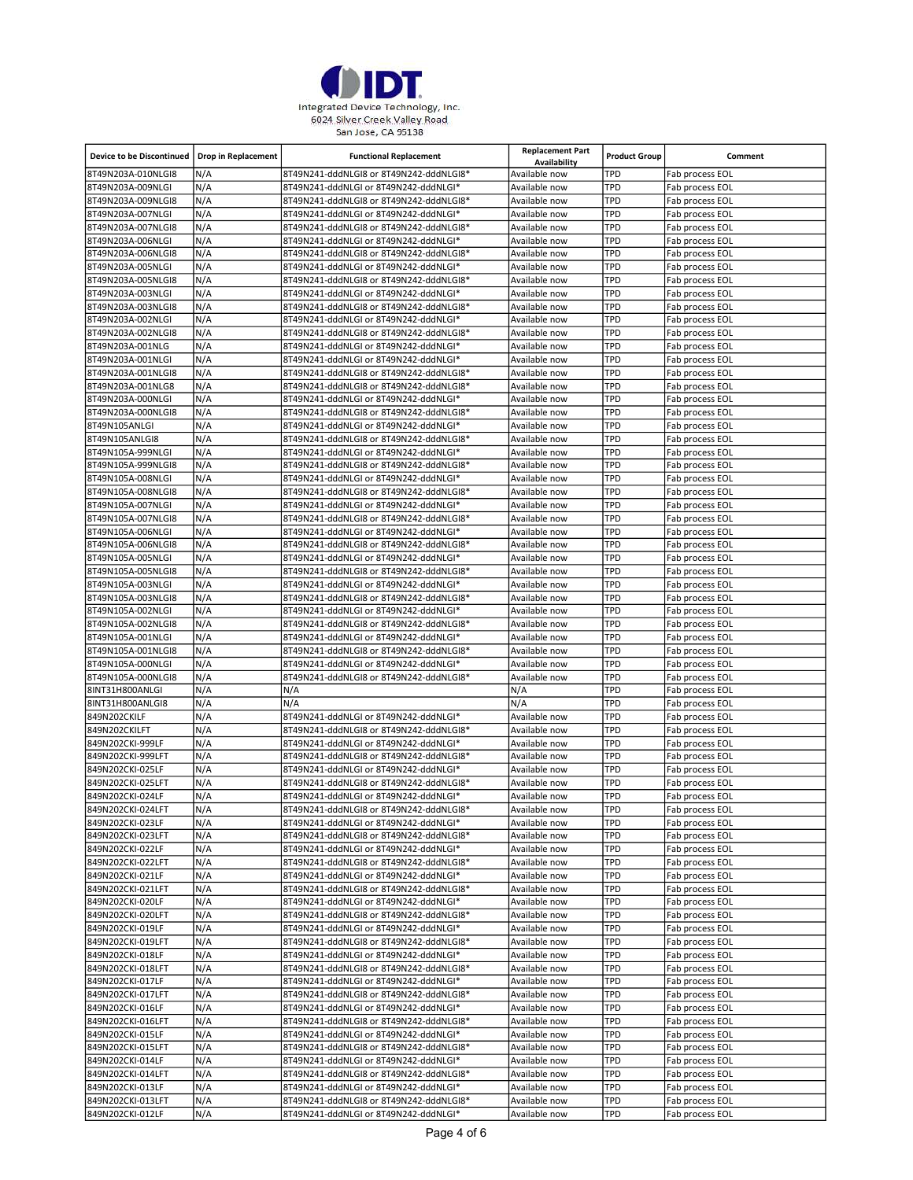Integrated Device Technology, Inc.
6024 Silver Creek Valley Road
San Jose, CA 95138

| Device to be Discontinued | Drop in Replacement | Functional Replacement | Replacement Part Availability | Product Group | Comment |
|---|---|---|---|---|---|
| 8T49N203A-010NLGI8 | N/A | 8T49N241-dddNLGI8 or 8T49N242-dddNLGI8* | Available now | TPD | Fab process EOL |
| 8T49N203A-009NLGI | N/A | 8T49N241-dddNLGI or 8T49N242-dddNLGI* | Available now | TPD | Fab process EOL |
| 8T49N203A-009NLGI8 | N/A | 8T49N241-dddNLGI8 or 8T49N242-dddNLGI8* | Available now | TPD | Fab process EOL |
| 8T49N203A-007NLGI | N/A | 8T49N241-dddNLGI or 8T49N242-dddNLGI* | Available now | TPD | Fab process EOL |
| 8T49N203A-007NLGI8 | N/A | 8T49N241-dddNLGI8 or 8T49N242-dddNLGI8* | Available now | TPD | Fab process EOL |
| 8T49N203A-006NLGI | N/A | 8T49N241-dddNLGI or 8T49N242-dddNLGI* | Available now | TPD | Fab process EOL |
| 8T49N203A-006NLGI8 | N/A | 8T49N241-dddNLGI8 or 8T49N242-dddNLGI8* | Available now | TPD | Fab process EOL |
| 8T49N203A-005NLGI | N/A | 8T49N241-dddNLGI or 8T49N242-dddNLGI* | Available now | TPD | Fab process EOL |
| 8T49N203A-005NLGI8 | N/A | 8T49N241-dddNLGI8 or 8T49N242-dddNLGI8* | Available now | TPD | Fab process EOL |
| 8T49N203A-003NLGI | N/A | 8T49N241-dddNLGI or 8T49N242-dddNLGI* | Available now | TPD | Fab process EOL |
| 8T49N203A-003NLGI8 | N/A | 8T49N241-dddNLGI8 or 8T49N242-dddNLGI8* | Available now | TPD | Fab process EOL |
| 8T49N203A-002NLGI | N/A | 8T49N241-dddNLGI or 8T49N242-dddNLGI* | Available now | TPD | Fab process EOL |
| 8T49N203A-002NLGI8 | N/A | 8T49N241-dddNLGI8 or 8T49N242-dddNLGI8* | Available now | TPD | Fab process EOL |
| 8T49N203A-001NLG | N/A | 8T49N241-dddNLGI or 8T49N242-dddNLGI* | Available now | TPD | Fab process EOL |
| 8T49N203A-001NLGI | N/A | 8T49N241-dddNLGI or 8T49N242-dddNLGI* | Available now | TPD | Fab process EOL |
| 8T49N203A-001NLGI8 | N/A | 8T49N241-dddNLGI8 or 8T49N242-dddNLGI8* | Available now | TPD | Fab process EOL |
| 8T49N203A-001NLG8 | N/A | 8T49N241-dddNLGI8 or 8T49N242-dddNLGI8* | Available now | TPD | Fab process EOL |
| 8T49N203A-000NLGI | N/A | 8T49N241-dddNLGI or 8T49N242-dddNLGI* | Available now | TPD | Fab process EOL |
| 8T49N203A-000NLGI8 | N/A | 8T49N241-dddNLGI8 or 8T49N242-dddNLGI8* | Available now | TPD | Fab process EOL |
| 8T49N105ANLGI | N/A | 8T49N241-dddNLGI or 8T49N242-dddNLGI* | Available now | TPD | Fab process EOL |
| 8T49N105ANLGI8 | N/A | 8T49N241-dddNLGI8 or 8T49N242-dddNLGI8* | Available now | TPD | Fab process EOL |
| 8T49N105A-999NLGI | N/A | 8T49N241-dddNLGI or 8T49N242-dddNLGI* | Available now | TPD | Fab process EOL |
| 8T49N105A-999NLGI8 | N/A | 8T49N241-dddNLGI8 or 8T49N242-dddNLGI8* | Available now | TPD | Fab process EOL |
| 8T49N105A-008NLGI | N/A | 8T49N241-dddNLGI or 8T49N242-dddNLGI* | Available now | TPD | Fab process EOL |
| 8T49N105A-008NLGI8 | N/A | 8T49N241-dddNLGI8 or 8T49N242-dddNLGI8* | Available now | TPD | Fab process EOL |
| 8T49N105A-007NLGI | N/A | 8T49N241-dddNLGI or 8T49N242-dddNLGI* | Available now | TPD | Fab process EOL |
| 8T49N105A-007NLGI8 | N/A | 8T49N241-dddNLGI8 or 8T49N242-dddNLGI8* | Available now | TPD | Fab process EOL |
| 8T49N105A-006NLGI | N/A | 8T49N241-dddNLGI or 8T49N242-dddNLGI* | Available now | TPD | Fab process EOL |
| 8T49N105A-006NLGI8 | N/A | 8T49N241-dddNLGI8 or 8T49N242-dddNLGI8* | Available now | TPD | Fab process EOL |
| 8T49N105A-005NLGI | N/A | 8T49N241-dddNLGI or 8T49N242-dddNLGI* | Available now | TPD | Fab process EOL |
| 8T49N105A-005NLGI8 | N/A | 8T49N241-dddNLGI8 or 8T49N242-dddNLGI8* | Available now | TPD | Fab process EOL |
| 8T49N105A-003NLGI | N/A | 8T49N241-dddNLGI or 8T49N242-dddNLGI* | Available now | TPD | Fab process EOL |
| 8T49N105A-003NLGI8 | N/A | 8T49N241-dddNLGI8 or 8T49N242-dddNLGI8* | Available now | TPD | Fab process EOL |
| 8T49N105A-002NLGI | N/A | 8T49N241-dddNLGI or 8T49N242-dddNLGI* | Available now | TPD | Fab process EOL |
| 8T49N105A-002NLGI8 | N/A | 8T49N241-dddNLGI8 or 8T49N242-dddNLGI8* | Available now | TPD | Fab process EOL |
| 8T49N105A-001NLGI | N/A | 8T49N241-dddNLGI or 8T49N242-dddNLGI* | Available now | TPD | Fab process EOL |
| 8T49N105A-001NLGI8 | N/A | 8T49N241-dddNLGI8 or 8T49N242-dddNLGI8* | Available now | TPD | Fab process EOL |
| 8T49N105A-000NLGI | N/A | 8T49N241-dddNLGI or 8T49N242-dddNLGI* | Available now | TPD | Fab process EOL |
| 8T49N105A-000NLGI8 | N/A | 8T49N241-dddNLGI8 or 8T49N242-dddNLGI8* | Available now | TPD | Fab process EOL |
| 8INT31H800ANLGI | N/A | N/A | N/A | TPD | Fab process EOL |
| 8INT31H800ANLGI8 | N/A | N/A | N/A | TPD | Fab process EOL |
| 849N202CKILF | N/A | 8T49N241-dddNLGI or 8T49N242-dddNLGI* | Available now | TPD | Fab process EOL |
| 849N202CKILFT | N/A | 8T49N241-dddNLGI8 or 8T49N242-dddNLGI8* | Available now | TPD | Fab process EOL |
| 849N202CKI-999LF | N/A | 8T49N241-dddNLGI or 8T49N242-dddNLGI* | Available now | TPD | Fab process EOL |
| 849N202CKI-999LFT | N/A | 8T49N241-dddNLGI8 or 8T49N242-dddNLGI8* | Available now | TPD | Fab process EOL |
| 849N202CKI-025LF | N/A | 8T49N241-dddNLGI or 8T49N242-dddNLGI* | Available now | TPD | Fab process EOL |
| 849N202CKI-025LFT | N/A | 8T49N241-dddNLGI8 or 8T49N242-dddNLGI8* | Available now | TPD | Fab process EOL |
| 849N202CKI-024LF | N/A | 8T49N241-dddNLGI or 8T49N242-dddNLGI* | Available now | TPD | Fab process EOL |
| 849N202CKI-024LFT | N/A | 8T49N241-dddNLGI8 or 8T49N242-dddNLGI8* | Available now | TPD | Fab process EOL |
| 849N202CKI-023LF | N/A | 8T49N241-dddNLGI or 8T49N242-dddNLGI* | Available now | TPD | Fab process EOL |
| 849N202CKI-023LFT | N/A | 8T49N241-dddNLGI8 or 8T49N242-dddNLGI8* | Available now | TPD | Fab process EOL |
| 849N202CKI-022LF | N/A | 8T49N241-dddNLGI or 8T49N242-dddNLGI* | Available now | TPD | Fab process EOL |
| 849N202CKI-022LFT | N/A | 8T49N241-dddNLGI8 or 8T49N242-dddNLGI8* | Available now | TPD | Fab process EOL |
| 849N202CKI-021LF | N/A | 8T49N241-dddNLGI or 8T49N242-dddNLGI* | Available now | TPD | Fab process EOL |
| 849N202CKI-021LFT | N/A | 8T49N241-dddNLGI8 or 8T49N242-dddNLGI8* | Available now | TPD | Fab process EOL |
| 849N202CKI-020LF | N/A | 8T49N241-dddNLGI or 8T49N242-dddNLGI* | Available now | TPD | Fab process EOL |
| 849N202CKI-020LFT | N/A | 8T49N241-dddNLGI8 or 8T49N242-dddNLGI8* | Available now | TPD | Fab process EOL |
| 849N202CKI-019LF | N/A | 8T49N241-dddNLGI or 8T49N242-dddNLGI* | Available now | TPD | Fab process EOL |
| 849N202CKI-019LFT | N/A | 8T49N241-dddNLGI8 or 8T49N242-dddNLGI8* | Available now | TPD | Fab process EOL |
| 849N202CKI-018LF | N/A | 8T49N241-dddNLGI or 8T49N242-dddNLGI* | Available now | TPD | Fab process EOL |
| 849N202CKI-018LFT | N/A | 8T49N241-dddNLGI8 or 8T49N242-dddNLGI8* | Available now | TPD | Fab process EOL |
| 849N202CKI-017LF | N/A | 8T49N241-dddNLGI or 8T49N242-dddNLGI* | Available now | TPD | Fab process EOL |
| 849N202CKI-017LFT | N/A | 8T49N241-dddNLGI8 or 8T49N242-dddNLGI8* | Available now | TPD | Fab process EOL |
| 849N202CKI-016LF | N/A | 8T49N241-dddNLGI or 8T49N242-dddNLGI* | Available now | TPD | Fab process EOL |
| 849N202CKI-016LFT | N/A | 8T49N241-dddNLGI8 or 8T49N242-dddNLGI8* | Available now | TPD | Fab process EOL |
| 849N202CKI-015LF | N/A | 8T49N241-dddNLGI or 8T49N242-dddNLGI* | Available now | TPD | Fab process EOL |
| 849N202CKI-015LFT | N/A | 8T49N241-dddNLGI8 or 8T49N242-dddNLGI8* | Available now | TPD | Fab process EOL |
| 849N202CKI-014LF | N/A | 8T49N241-dddNLGI or 8T49N242-dddNLGI* | Available now | TPD | Fab process EOL |
| 849N202CKI-014LFT | N/A | 8T49N241-dddNLGI8 or 8T49N242-dddNLGI8* | Available now | TPD | Fab process EOL |
| 849N202CKI-013LF | N/A | 8T49N241-dddNLGI or 8T49N242-dddNLGI* | Available now | TPD | Fab process EOL |
| 849N202CKI-013LFT | N/A | 8T49N241-dddNLGI8 or 8T49N242-dddNLGI8* | Available now | TPD | Fab process EOL |
| 849N202CKI-012LF | N/A | 8T49N241-dddNLGI or 8T49N242-dddNLGI* | Available now | TPD | Fab process EOL |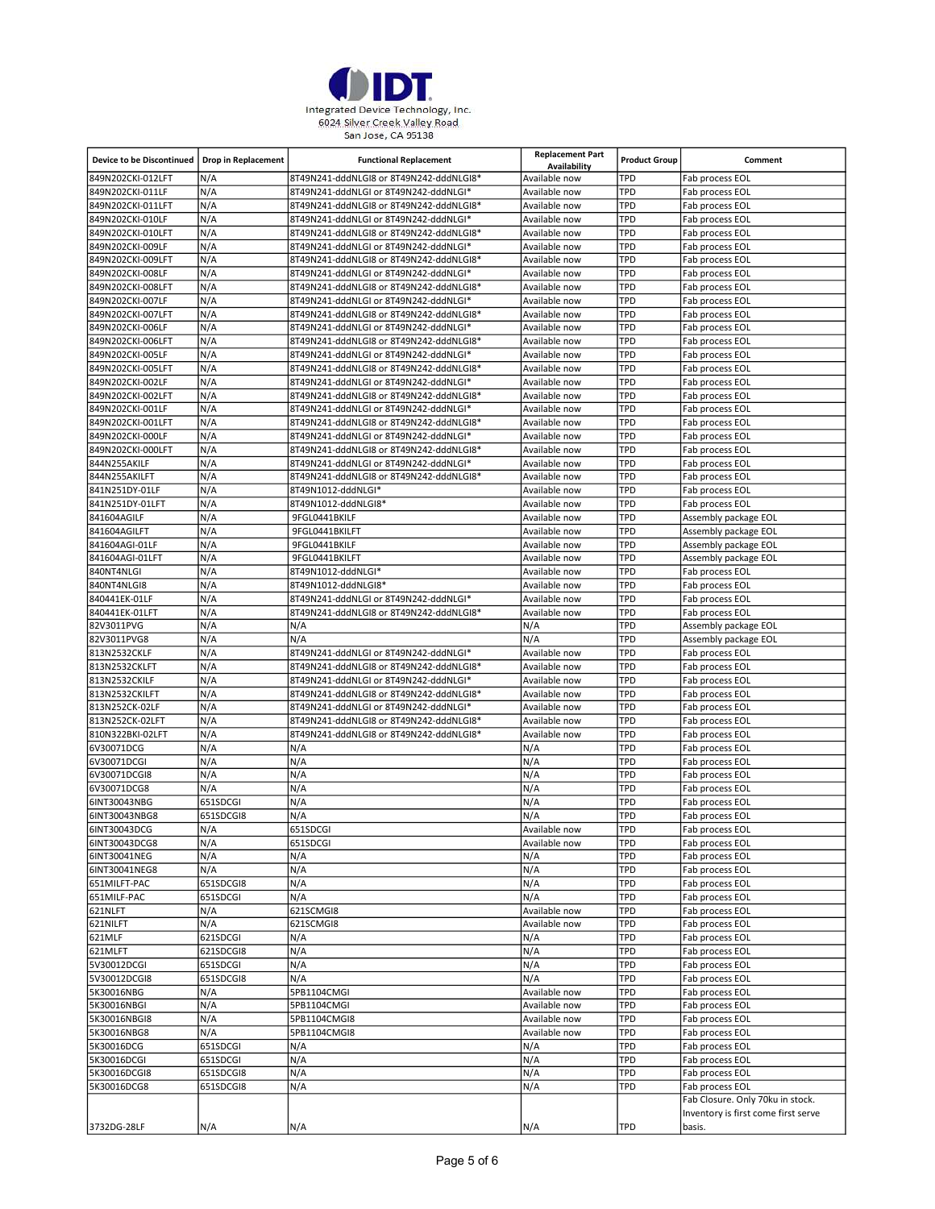Integrated Device Technology, Inc.
6024 Silver Creek Valley Road
San Jose, CA 95138

| Device to be Discontinued | Drop in Replacement | Functional Replacement | Replacement Part Availability | Product Group | Comment |
|---|---|---|---|---|---|
| 849N202CKI-012LFT | N/A | 8T49N241-dddNLGI8 or 8T49N242-dddNLGI8* | Available now | TPD | Fab process EOL |
| 849N202CKI-011LF | N/A | 8T49N241-dddNLGI or 8T49N242-dddNLGI* | Available now | TPD | Fab process EOL |
| 849N202CKI-011LFT | N/A | 8T49N241-dddNLGI8 or 8T49N242-dddNLGI8* | Available now | TPD | Fab process EOL |
| 849N202CKI-010LF | N/A | 8T49N241-dddNLGI or 8T49N242-dddNLGI* | Available now | TPD | Fab process EOL |
| 849N202CKI-010LFT | N/A | 8T49N241-dddNLGI8 or 8T49N242-dddNLGI8* | Available now | TPD | Fab process EOL |
| 849N202CKI-009LF | N/A | 8T49N241-dddNLGI or 8T49N242-dddNLGI* | Available now | TPD | Fab process EOL |
| 849N202CKI-009LFT | N/A | 8T49N241-dddNLGI8 or 8T49N242-dddNLGI8* | Available now | TPD | Fab process EOL |
| 849N202CKI-008LF | N/A | 8T49N241-dddNLGI or 8T49N242-dddNLGI* | Available now | TPD | Fab process EOL |
| 849N202CKI-008LFT | N/A | 8T49N241-dddNLGI8 or 8T49N242-dddNLGI8* | Available now | TPD | Fab process EOL |
| 849N202CKI-007LF | N/A | 8T49N241-dddNLGI or 8T49N242-dddNLGI* | Available now | TPD | Fab process EOL |
| 849N202CKI-007LFT | N/A | 8T49N241-dddNLGI8 or 8T49N242-dddNLGI8* | Available now | TPD | Fab process EOL |
| 849N202CKI-006LF | N/A | 8T49N241-dddNLGI or 8T49N242-dddNLGI* | Available now | TPD | Fab process EOL |
| 849N202CKI-006LFT | N/A | 8T49N241-dddNLGI8 or 8T49N242-dddNLGI8* | Available now | TPD | Fab process EOL |
| 849N202CKI-005LF | N/A | 8T49N241-dddNLGI or 8T49N242-dddNLGI* | Available now | TPD | Fab process EOL |
| 849N202CKI-005LFT | N/A | 8T49N241-dddNLGI8 or 8T49N242-dddNLGI8* | Available now | TPD | Fab process EOL |
| 849N202CKI-002LF | N/A | 8T49N241-dddNLGI or 8T49N242-dddNLGI* | Available now | TPD | Fab process EOL |
| 849N202CKI-002LFT | N/A | 8T49N241-dddNLGI8 or 8T49N242-dddNLGI8* | Available now | TPD | Fab process EOL |
| 849N202CKI-001LF | N/A | 8T49N241-dddNLGI or 8T49N242-dddNLGI* | Available now | TPD | Fab process EOL |
| 849N202CKI-001LFT | N/A | 8T49N241-dddNLGI8 or 8T49N242-dddNLGI8* | Available now | TPD | Fab process EOL |
| 849N202CKI-000LF | N/A | 8T49N241-dddNLGI or 8T49N242-dddNLGI* | Available now | TPD | Fab process EOL |
| 849N202CKI-000LFT | N/A | 8T49N241-dddNLGI8 or 8T49N242-dddNLGI8* | Available now | TPD | Fab process EOL |
| 844N255AKILF | N/A | 8T49N241-dddNLGI or 8T49N242-dddNLGI* | Available now | TPD | Fab process EOL |
| 844N255AKILFT | N/A | 8T49N241-dddNLGI8 or 8T49N242-dddNLGI8* | Available now | TPD | Fab process EOL |
| 841N251DY-01LF | N/A | 8T49N1012-dddNLGI* | Available now | TPD | Fab process EOL |
| 841N251DY-01LFT | N/A | 8T49N1012-dddNLGI8* | Available now | TPD | Fab process EOL |
| 841604AGILF | N/A | 9FGL0441BKILF | Available now | TPD | Assembly package EOL |
| 841604AGILFT | N/A | 9FGL0441BKILFT | Available now | TPD | Assembly package EOL |
| 841604AGI-01LF | N/A | 9FGL0441BKILF | Available now | TPD | Assembly package EOL |
| 841604AGI-01LFT | N/A | 9FGL0441BKILFT | Available now | TPD | Assembly package EOL |
| 840NT4NLGI | N/A | 8T49N1012-dddNLGI* | Available now | TPD | Fab process EOL |
| 840NT4NLGI8 | N/A | 8T49N1012-dddNLGI8* | Available now | TPD | Fab process EOL |
| 840441EK-01LF | N/A | 8T49N241-dddNLGI or 8T49N242-dddNLGI* | Available now | TPD | Fab process EOL |
| 840441EK-01LFT | N/A | 8T49N241-dddNLGI8 or 8T49N242-dddNLGI8* | Available now | TPD | Fab process EOL |
| 82V3011PVG | N/A | N/A | N/A | TPD | Assembly package EOL |
| 82V3011PVG8 | N/A | N/A | N/A | TPD | Assembly package EOL |
| 813N2532CKLF | N/A | 8T49N241-dddNLGI or 8T49N242-dddNLGI* | Available now | TPD | Fab process EOL |
| 813N2532CKLFT | N/A | 8T49N241-dddNLGI8 or 8T49N242-dddNLGI8* | Available now | TPD | Fab process EOL |
| 813N2532CKILF | N/A | 8T49N241-dddNLGI or 8T49N242-dddNLGI* | Available now | TPD | Fab process EOL |
| 813N2532CKILFT | N/A | 8T49N241-dddNLGI8 or 8T49N242-dddNLGI8* | Available now | TPD | Fab process EOL |
| 813N252CK-02LF | N/A | 8T49N241-dddNLGI or 8T49N242-dddNLGI* | Available now | TPD | Fab process EOL |
| 813N252CK-02LFT | N/A | 8T49N241-dddNLGI8 or 8T49N242-dddNLGI8* | Available now | TPD | Fab process EOL |
| 810N322BKI-02LFT | N/A | 8T49N241-dddNLGI8 or 8T49N242-dddNLGI8* | Available now | TPD | Fab process EOL |
| 6V30071DCG | N/A | N/A | N/A | TPD | Fab process EOL |
| 6V30071DCGI | N/A | N/A | N/A | TPD | Fab process EOL |
| 6V30071DCGI8 | N/A | N/A | N/A | TPD | Fab process EOL |
| 6V30071DCG8 | N/A | N/A | N/A | TPD | Fab process EOL |
| 6INT30043NBG | 651SDCGI | N/A | N/A | TPD | Fab process EOL |
| 6INT30043NBG8 | 651SDCGI8 | N/A | N/A | TPD | Fab process EOL |
| 6INT30043DCG | N/A | 651SDCGI | Available now | TPD | Fab process EOL |
| 6INT30043DCG8 | N/A | 651SDCGI | Available now | TPD | Fab process EOL |
| 6INT30041NEG | N/A | N/A | N/A | TPD | Fab process EOL |
| 6INT30041NEG8 | N/A | N/A | N/A | TPD | Fab process EOL |
| 651MILFT-PAC | 651SDCGI8 | N/A | N/A | TPD | Fab process EOL |
| 651MILF-PAC | 651SDCGI | N/A | N/A | TPD | Fab process EOL |
| 621NLFT | N/A | 621SCMGI8 | Available now | TPD | Fab process EOL |
| 621NILFT | N/A | 621SCMGI8 | Available now | TPD | Fab process EOL |
| 621MLF | 621SDCGI | N/A | N/A | TPD | Fab process EOL |
| 621MLFT | 621SDCGI8 | N/A | N/A | TPD | Fab process EOL |
| 5V30012DCGI | 651SDCGI | N/A | N/A | TPD | Fab process EOL |
| 5V30012DCGI8 | 651SDCGI8 | N/A | N/A | TPD | Fab process EOL |
| 5K30016NBG | N/A | 5PB1104CMGI | Available now | TPD | Fab process EOL |
| 5K30016NBGI | N/A | 5PB1104CMGI | Available now | TPD | Fab process EOL |
| 5K30016NBGI8 | N/A | 5PB1104CMGI8 | Available now | TPD | Fab process EOL |
| 5K30016NBG8 | N/A | 5PB1104CMGI8 | Available now | TPD | Fab process EOL |
| 5K30016DCG | 651SDCGI | N/A | N/A | TPD | Fab process EOL |
| 5K30016DCGI | 651SDCGI | N/A | N/A | TPD | Fab process EOL |
| 5K30016DCGI8 | 651SDCGI8 | N/A | N/A | TPD | Fab process EOL |
| 5K30016DCG8 | 651SDCGI8 | N/A | N/A | TPD | Fab process EOL |
| 3732DG-28LF | N/A | N/A | N/A | TPD | Fab Closure. Only 70ku in stock. Inventory is first come first serve basis. |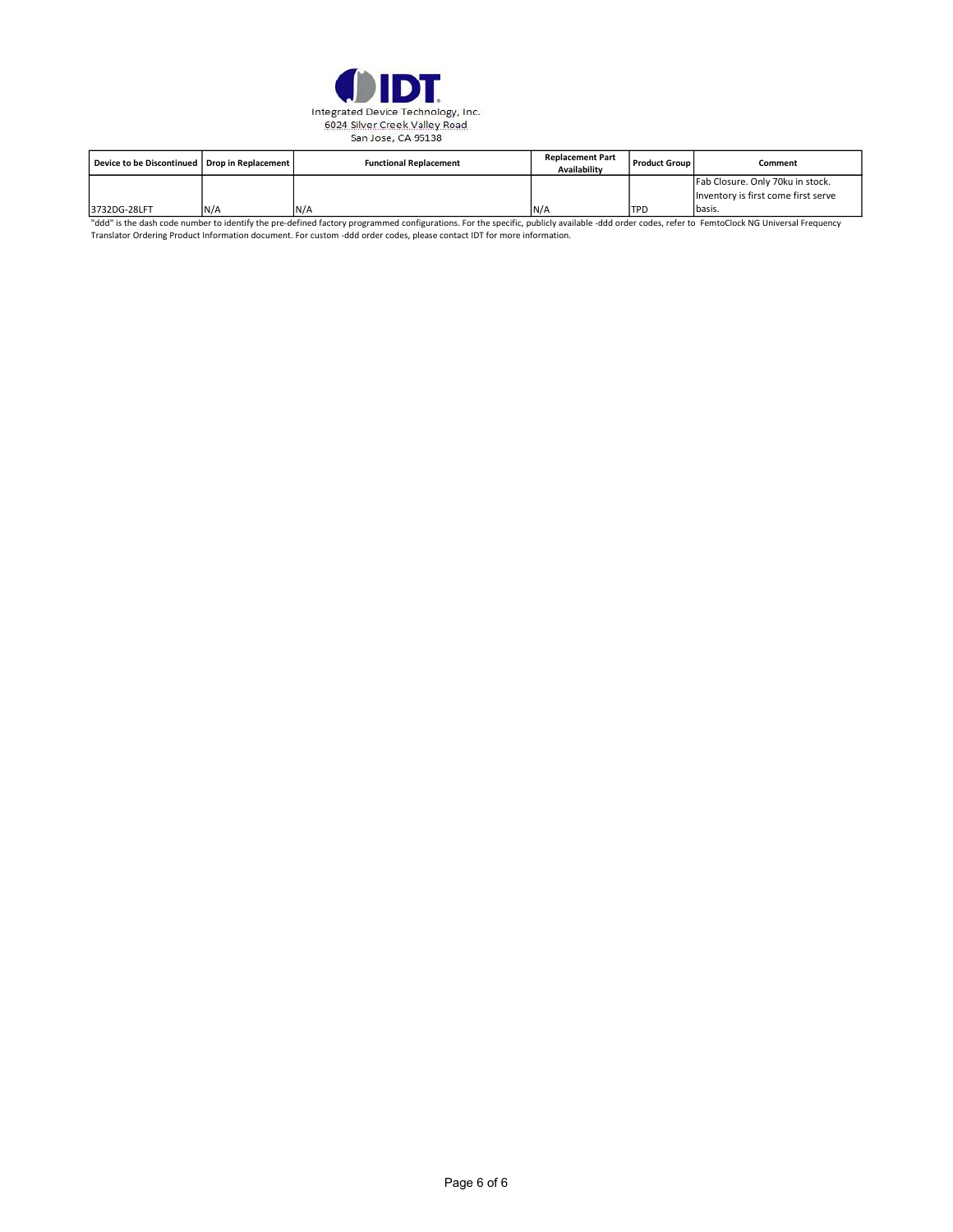Integrated Device Technology, Inc.
6024 Silver Creek Valley Road
San Jose, CA 95138

| Device to be Discontinued | Drop in Replacement | Functional Replacement | Replacement Part Availability | Product Group | Comment |
|---|---|---|---|---|---|
| 3732DG-28LFT | N/A | N/A | N/A | TPD | Fab Closure. Only 70ku in stock. Inventory is first come first serve basis. |

"ddd" is the dash code number to identify the pre-defined factory programmed configurations. For the specific, publicly available -ddd order codes, refer to FemtoClock NG Universal Frequency Translator Ordering Product Information document. For custom -ddd order codes, please contact IDT for more information.